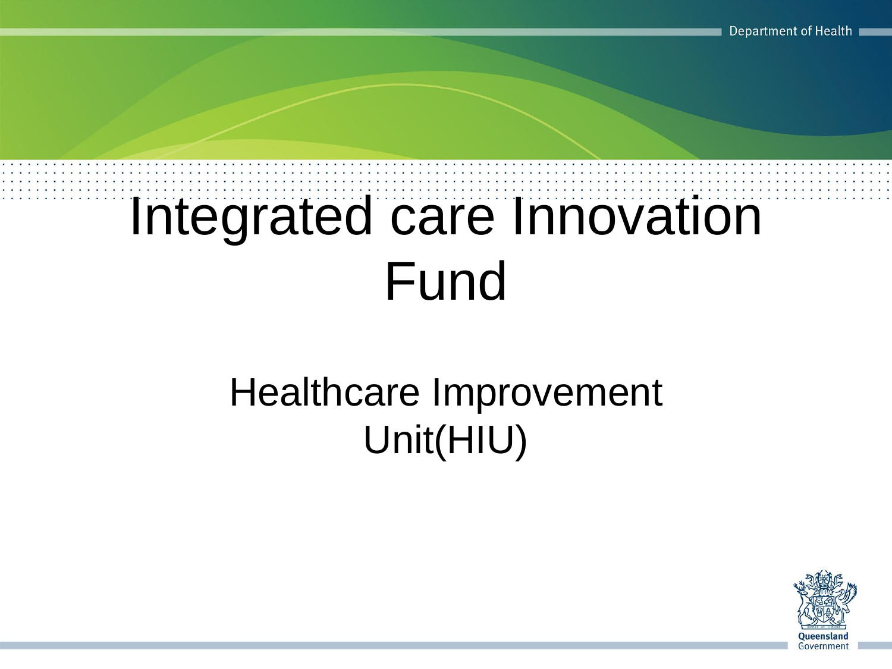# Integrated care Innovation Fund

## Healthcare Improvement Unit(HIU)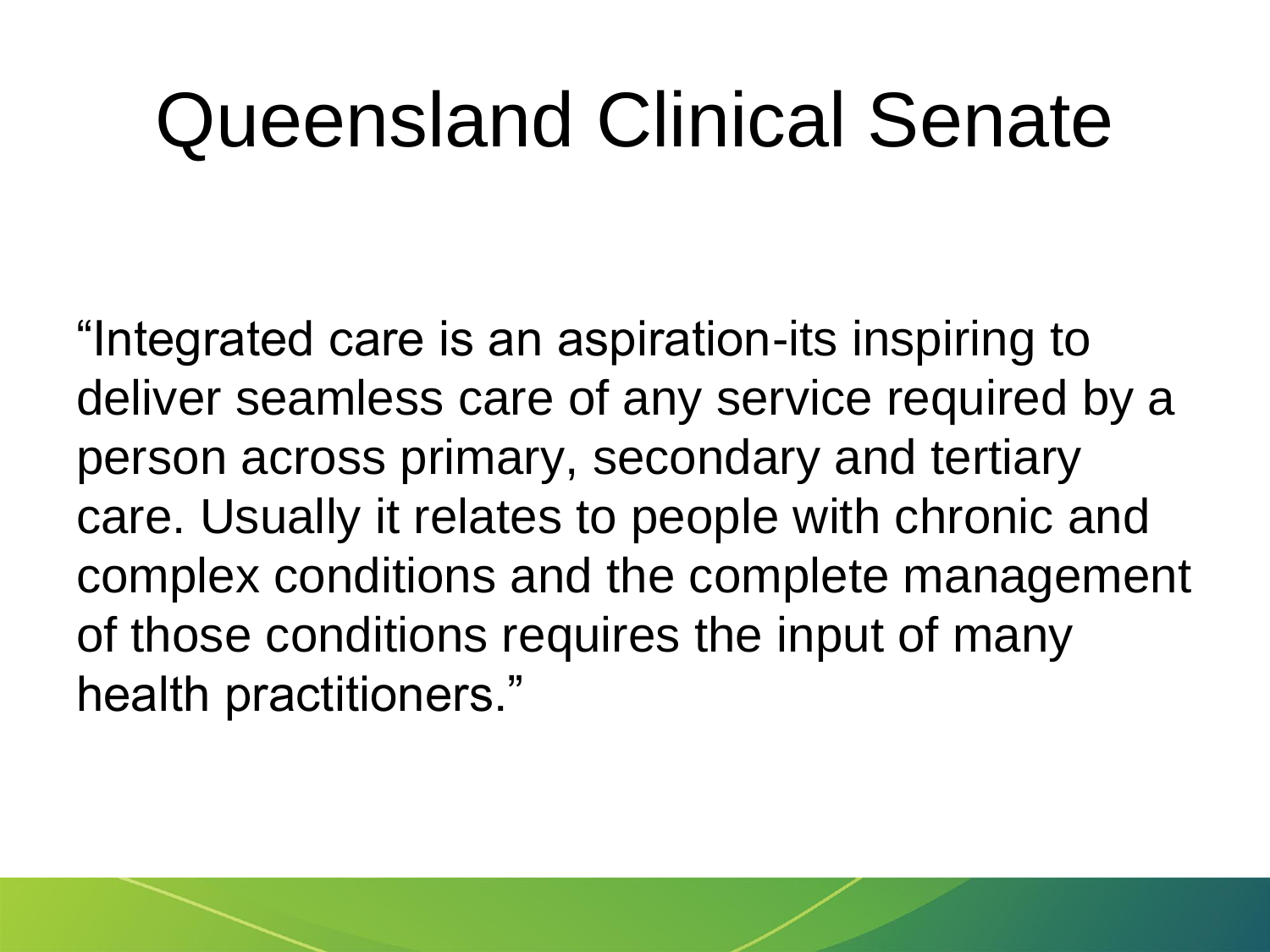# Queensland Clinical Senate

"Integrated care is an aspiration-its inspiring to deliver seamless care of any service required by a person across primary, secondary and tertiary care. Usually it relates to people with chronic and complex conditions and the complete management of those conditions requires the input of many health practitioners."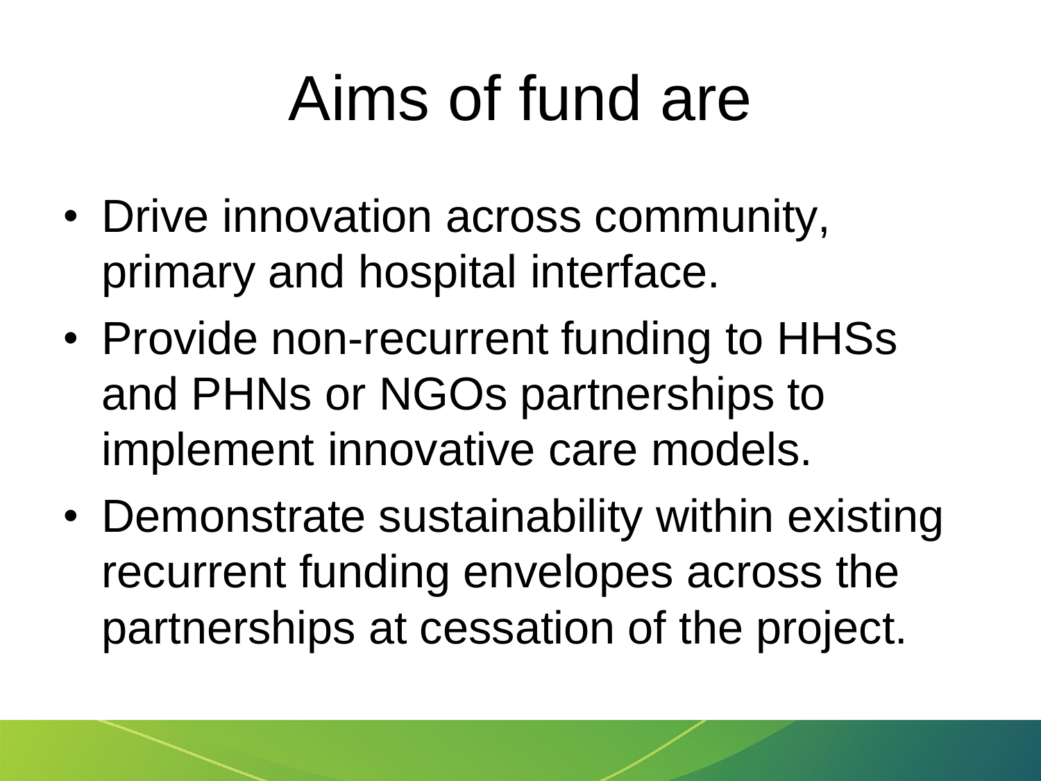# Aims of fund are

- Drive innovation across community, primary and hospital interface.
- Provide non-recurrent funding to HHSs and PHNs or NGOs partnerships to implement innovative care models.
- Demonstrate sustainability within existing recurrent funding envelopes across the partnerships at cessation of the project.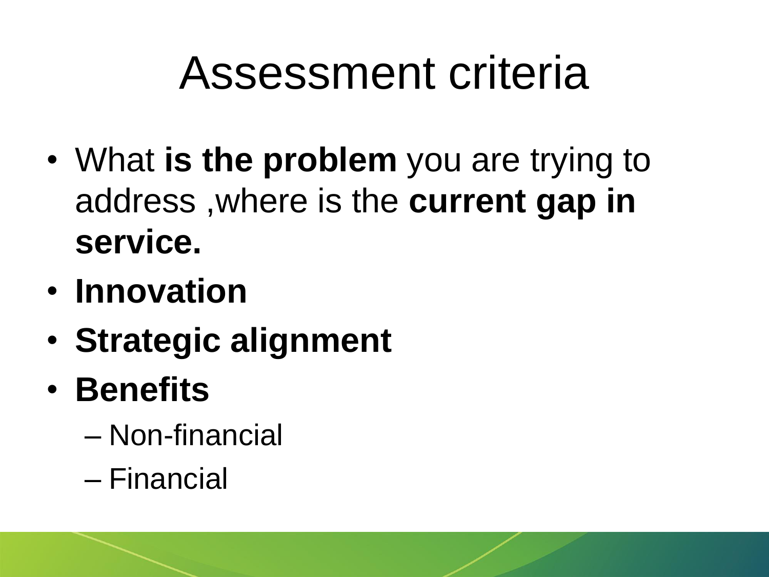# Assessment criteria

- What **is the problem** you are trying to address ,where is the **current gap in service.**
- **Innovation**
- **Strategic alignment**
- **Benefits**
  - Non-financial
  - Financial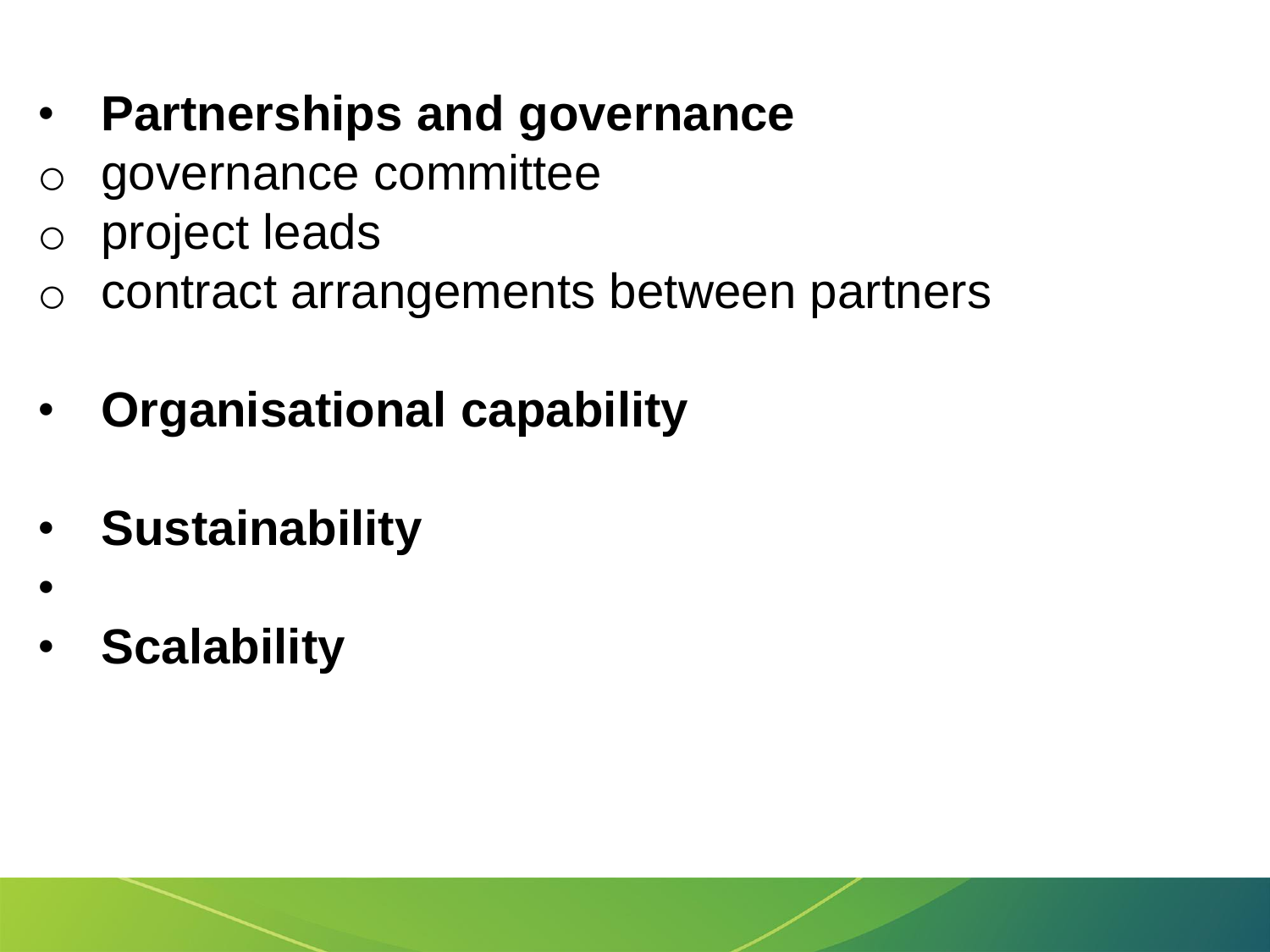- **Partnerships and governance**
  - governance committee
  - project leads
  - contract arrangements between partners

- **Organisational capability**

- **Sustainability**
-
- **Scalability**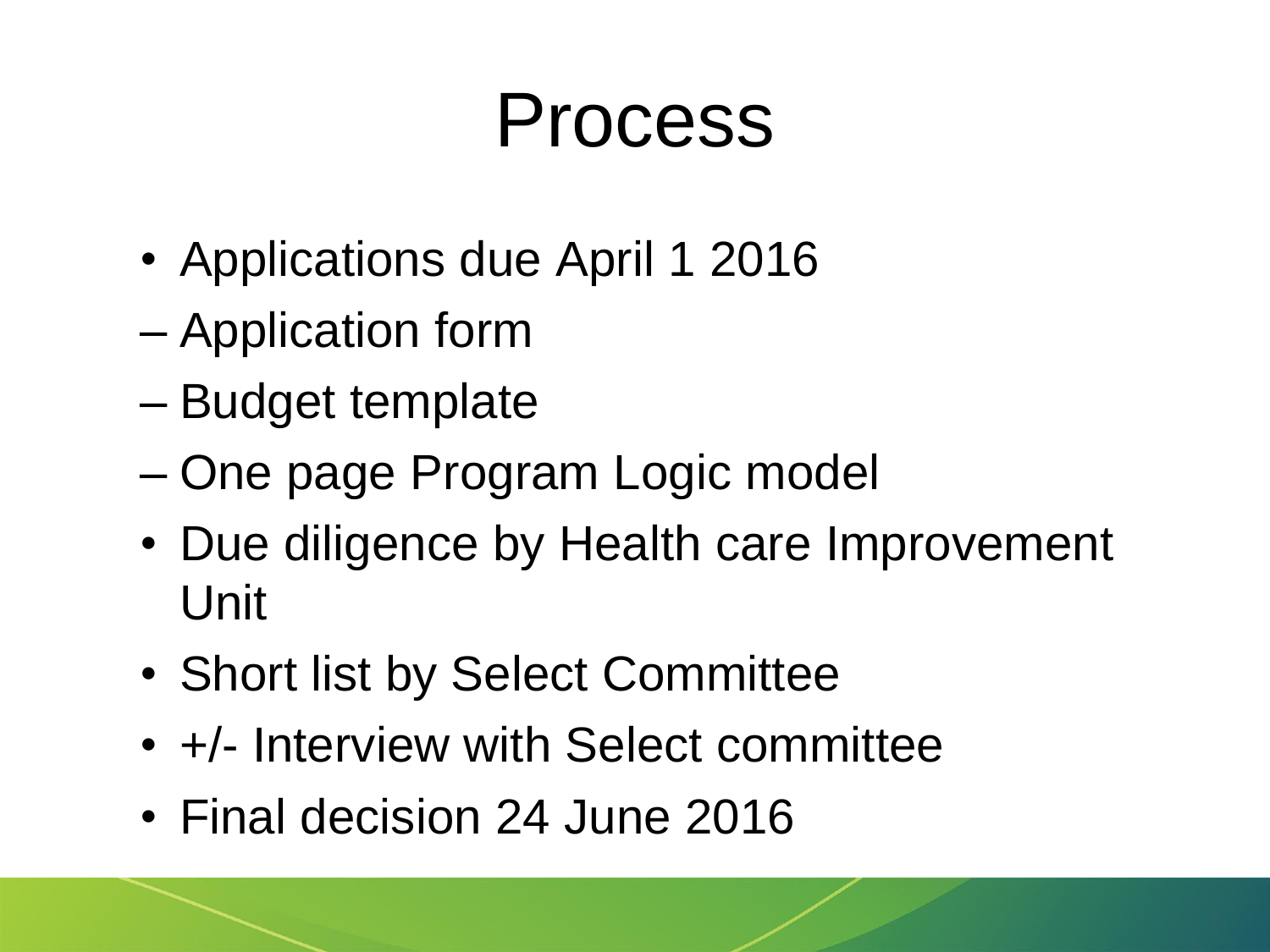# Process

- Applications due April 1 2016
  - Application form
  - Budget template
  - One page Program Logic model
- Due diligence by Health care Improvement Unit
- Short list by Select Committee
- +/- Interview with Select committee
- Final decision 24 June 2016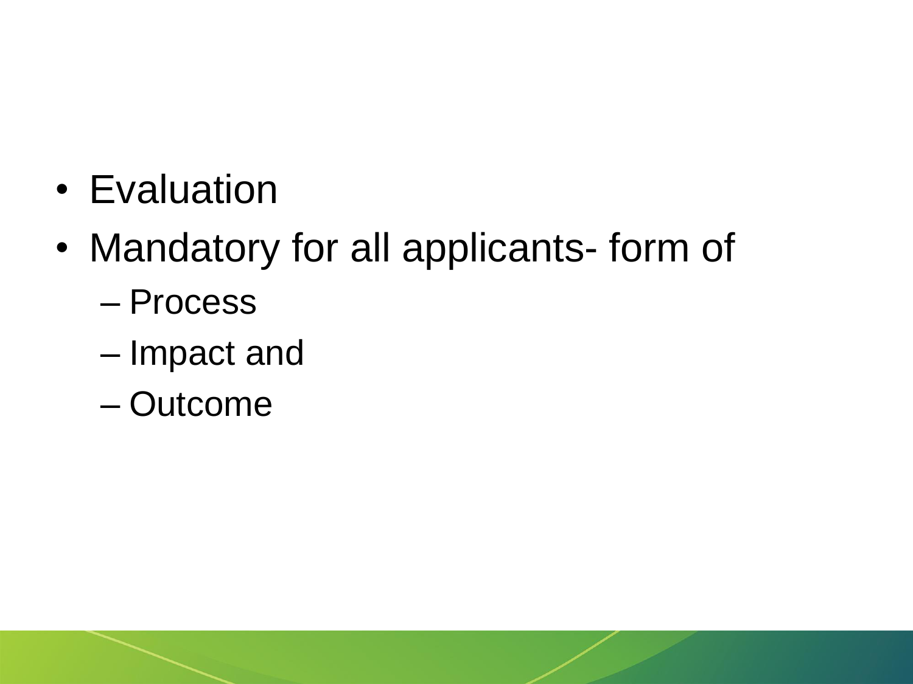- Evaluation
- Mandatory for all applicants- form of
  - Process
  - Impact and
  - Outcome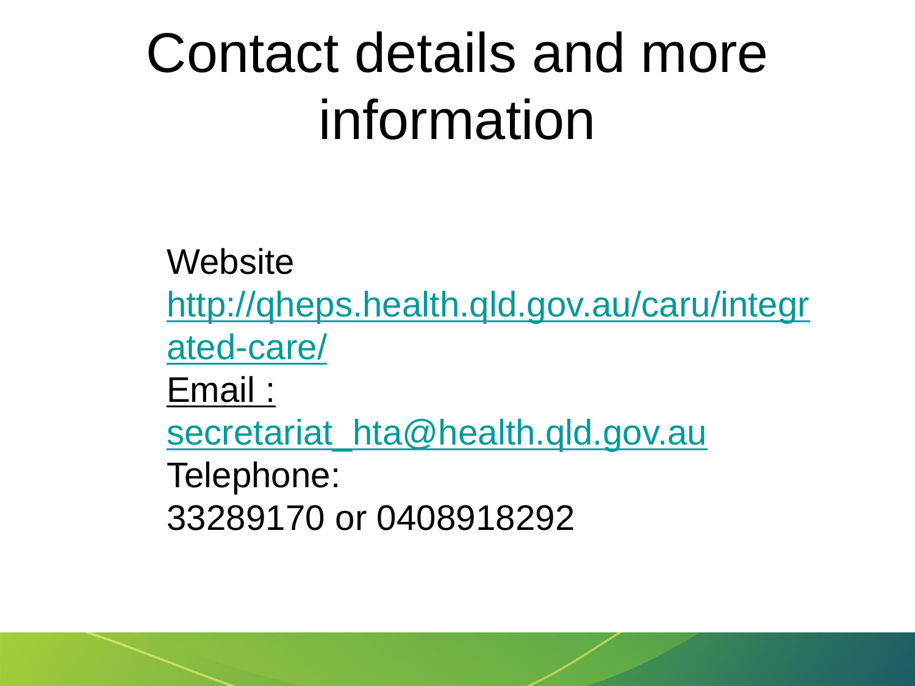# Contact details and more information

Website

http://qheps.health.qld.gov.au/caru/integrated-care/

Email :

secretariat_hta@health.qld.gov.au

Telephone:

33289170 or 0408918292